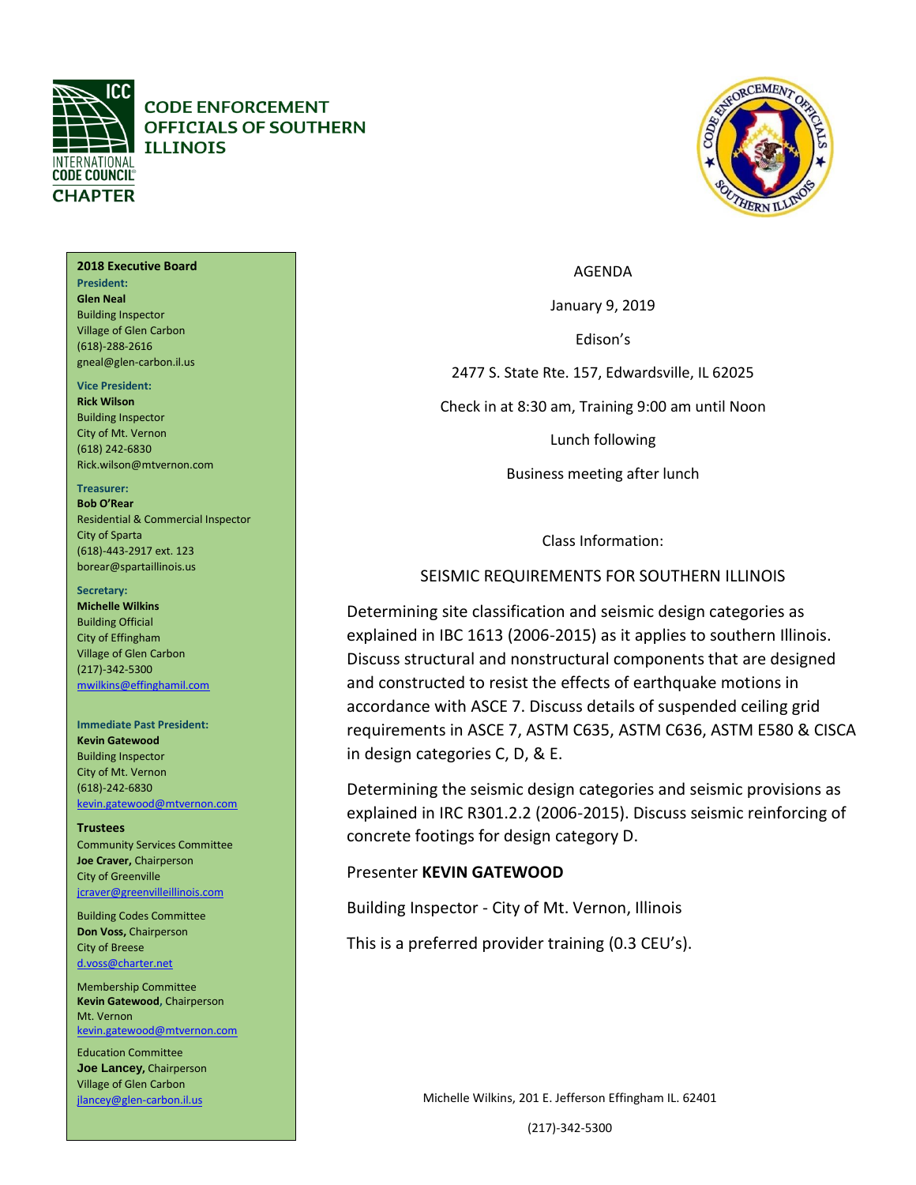# CODE ENFORCEMENT OFFICIALS OF SOUTHERN ILLINOIS

INTERNATIONAL CODE COUNCIL CHAPTER

**2018 Executive Board**

**President:**
**Glen Neal**
Building Inspector
Village of Glen Carbon
(618)-288-2616
gneal@glen-carbon.il.us

**Vice President:**
**Rick Wilson**
Building Inspector
City of Mt. Vernon
(618) 242-6830
Rick.wilson@mtvernon.com

**Treasurer:**
**Bob O'Rear**
Residential & Commercial Inspector
City of Sparta
(618)-443-2917 ext. 123
borear@spartaillinois.us

**Secretary:**
**Michelle Wilkins**
Building Official
City of Effingham
Village of Glen Carbon
(217)-342-5300
mwilkins@effinghamil.com

**Immediate Past President:**
**Kevin Gatewood**
Building Inspector
City of Mt. Vernon
(618)-242-6830
kevin.gatewood@mtvernon.com

**Trustees**

Community Services Committee
**Joe Craver,** Chairperson
City of Greenville
jcraver@greenvilleillinois.com

Building Codes Committee
**Don Voss,** Chairperson
City of Breese
d.voss@charter.net

Membership Committee
**Kevin Gatewood,** Chairperson
Mt. Vernon
kevin.gatewood@mtvernon.com

Education Committee
**Joe Lancey,** Chairperson
Village of Glen Carbon
jlancey@glen-carbon.il.us

AGENDA

January 9, 2019

Edison's

2477 S. State Rte. 157, Edwardsville, IL 62025

Check in at 8:30 am, Training 9:00 am until Noon

Lunch following

Business meeting after lunch

Class Information:

SEISMIC REQUIREMENTS FOR SOUTHERN ILLINOIS

Determining site classification and seismic design categories as explained in IBC 1613 (2006-2015) as it applies to southern Illinois. Discuss structural and nonstructural components that are designed and constructed to resist the effects of earthquake motions in accordance with ASCE 7. Discuss details of suspended ceiling grid requirements in ASCE 7, ASTM C635, ASTM C636, ASTM E580 & CISCA in design categories C, D, & E.

Determining the seismic design categories and seismic provisions as explained in IRC R301.2.2 (2006-2015). Discuss seismic reinforcing of concrete footings for design category D.

Presenter **KEVIN GATEWOOD**

Building Inspector - City of Mt. Vernon, Illinois

This is a preferred provider training (0.3 CEU's).

Michelle Wilkins, 201 E. Jefferson Effingham IL. 62401

(217)-342-5300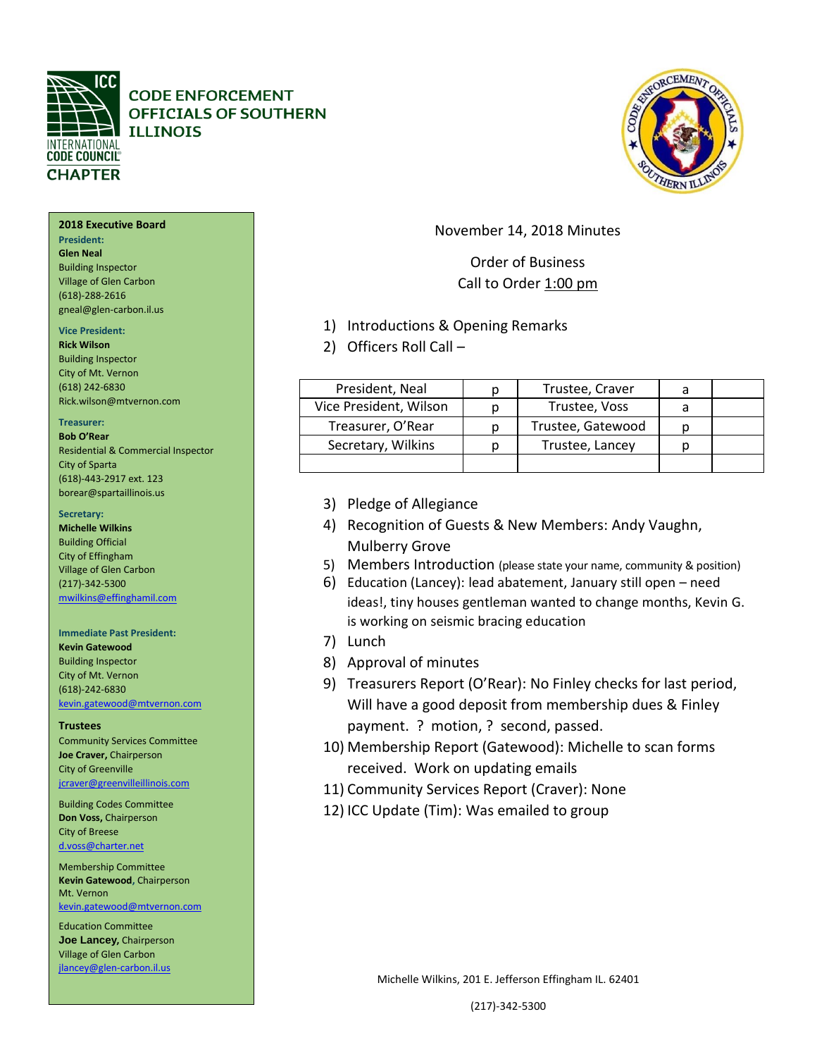**CODE ENFORCEMENT OFFICIALS OF SOUTHERN ILLINOIS**

INTERNATIONAL CODE COUNCIL CHAPTER

**2018 Executive Board**

**President:**
**Glen Neal**
Building Inspector
Village of Glen Carbon
(618)-288-2616
gneal@glen-carbon.il.us

**Vice President:**
**Rick Wilson**
Building Inspector
City of Mt. Vernon
(618) 242-6830
Rick.wilson@mtvernon.com

**Treasurer:**
**Bob O'Rear**
Residential & Commercial Inspector
City of Sparta
(618)-443-2917 ext. 123
borear@spartaillinois.us

**Secretary:**
**Michelle Wilkins**
Building Official
City of Effingham
Village of Glen Carbon
(217)-342-5300
mwilkins@effinghamil.com

**Immediate Past President:**
**Kevin Gatewood**
Building Inspector
City of Mt. Vernon
(618)-242-6830
kevin.gatewood@mtvernon.com

**Trustees**

Community Services Committee
**Joe Craver,** Chairperson
City of Greenville
jcraver@greenvilleillinois.com

Building Codes Committee
**Don Voss,** Chairperson
City of Breese
d.voss@charter.net

Membership Committee
**Kevin Gatewood**, Chairperson
Mt. Vernon
kevin.gatewood@mtvernon.com

Education Committee
**Joe Lancey,** Chairperson
Village of Glen Carbon
jlancey@glen-carbon.il.us

November 14, 2018 Minutes

Order of Business
Call to Order 1:00 pm

1) Introductions & Opening Remarks
2) Officers Roll Call –

| President, Neal | p | Trustee, Craver | a | |
|---|---|---|---|---|
| Vice President, Wilson | p | Trustee, Voss | a | |
| Treasurer, O'Rear | p | Trustee, Gatewood | p | |
| Secretary, Wilkins | p | Trustee, Lancey | p | |
| | | | | |

3) Pledge of Allegiance
4) Recognition of Guests & New Members: Andy Vaughn, Mulberry Grove
5) Members Introduction (please state your name, community & position)
6) Education (Lancey): lead abatement, January still open – need ideas!, tiny houses gentleman wanted to change months, Kevin G. is working on seismic bracing education
7) Lunch
8) Approval of minutes
9) Treasurers Report (O'Rear): No Finley checks for last period, Will have a good deposit from membership dues & Finley payment. ? motion, ? second, passed.
10) Membership Report (Gatewood): Michelle to scan forms received. Work on updating emails
11) Community Services Report (Craver): None
12) ICC Update (Tim): Was emailed to group

Michelle Wilkins, 201 E. Jefferson Effingham IL. 62401

(217)-342-5300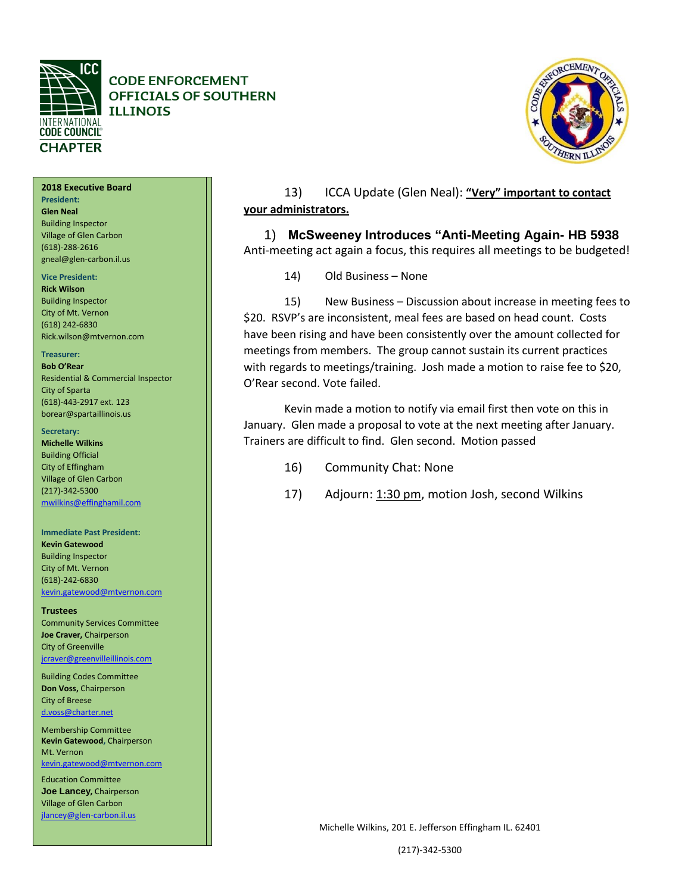# CODE ENFORCEMENT OFFICIALS OF SOUTHERN ILLINOIS

INTERNATIONAL CODE COUNCIL CHAPTER

**2018 Executive Board**

**President:**
**Glen Neal**
Building Inspector
Village of Glen Carbon
(618)-288-2616
gneal@glen-carbon.il.us

**Vice President:**
**Rick Wilson**
Building Inspector
City of Mt. Vernon
(618) 242-6830
Rick.wilson@mtvernon.com

**Treasurer:**
**Bob O'Rear**
Residential & Commercial Inspector
City of Sparta
(618)-443-2917 ext. 123
borear@spartaillinois.us

**Secretary:**
**Michelle Wilkins**
Building Official
City of Effingham
Village of Glen Carbon
(217)-342-5300
mwilkins@effinghamil.com

**Immediate Past President:**
**Kevin Gatewood**
Building Inspector
City of Mt. Vernon
(618)-242-6830
kevin.gatewood@mtvernon.com

**Trustees**

Community Services Committee
**Joe Craver,** Chairperson
City of Greenville
jcraver@greenvilleillinois.com

Building Codes Committee
**Don Voss,** Chairperson
City of Breese
d.voss@charter.net

Membership Committee
**Kevin Gatewood,** Chairperson
Mt. Vernon
kevin.gatewood@mtvernon.com

Education Committee
**Joe Lancey,** Chairperson
Village of Glen Carbon
jlancey@glen-carbon.il.us

---

13) ICCA Update (Glen Neal): **"Very" important to contact your administrators.**

1) **McSweeney Introduces "Anti-Meeting Again- HB 5938**

Anti-meeting act again a focus, this requires all meetings to be budgeted!

14) Old Business – None

15) New Business – Discussion about increase in meeting fees to $20. RSVP's are inconsistent, meal fees are based on head count. Costs have been rising and have been consistently over the amount collected for meetings from members. The group cannot sustain its current practices with regards to meetings/training. Josh made a motion to raise fee to $20, O'Rear second. Vote failed.

Kevin made a motion to notify via email first then vote on this in January. Glen made a proposal to vote at the next meeting after January. Trainers are difficult to find. Glen second. Motion passed

16) Community Chat: None

17) Adjourn: 1:30 pm, motion Josh, second Wilkins

Michelle Wilkins, 201 E. Jefferson Effingham IL. 62401

(217)-342-5300